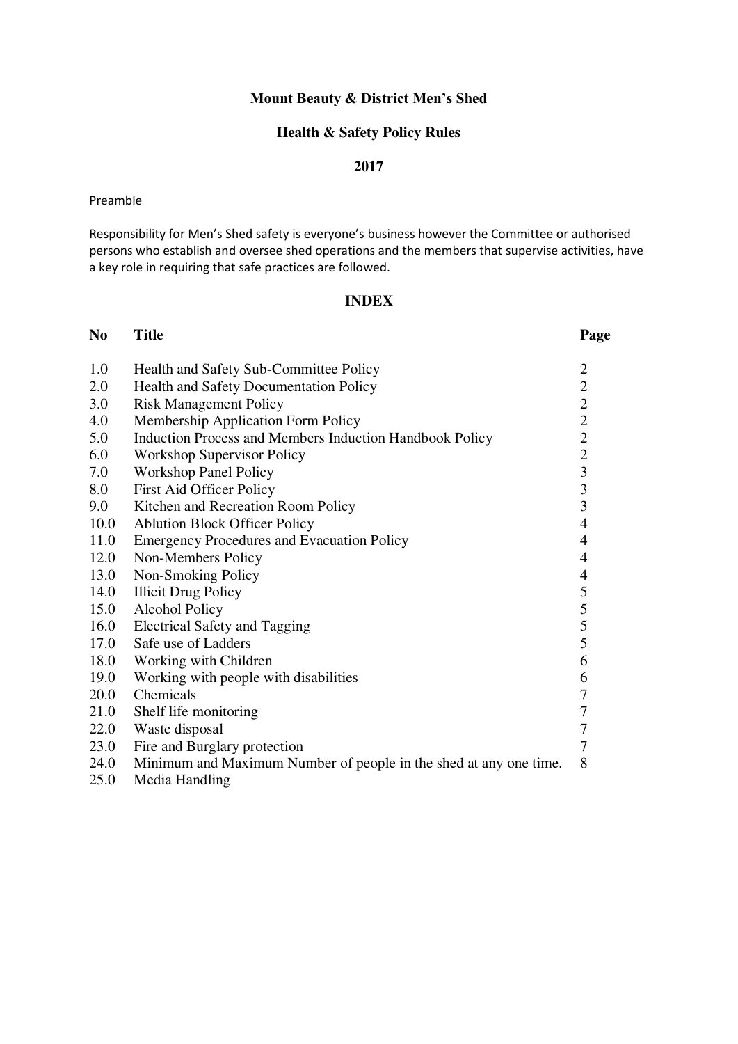# Mount Beauty & District Men's Shed

## Health & Safety Policy Rules

## 2017

Preamble

Responsibility for Men's Shed safety is everyone's business however the Committee or authorised persons who establish and oversee shed operations and the members that supervise activities, have a key role in requiring that safe practices are followed.

## INDEX

| No | Title | Page |
|---|---|---|
| 1.0 | Health and Safety Sub-Committee Policy | 2 |
| 2.0 | Health and Safety Documentation Policy | 2 |
| 3.0 | Risk Management Policy | 2 |
| 4.0 | Membership Application Form Policy | 2 |
| 5.0 | Induction Process and Members Induction Handbook Policy | 2 |
| 6.0 | Workshop Supervisor Policy | 2 |
| 7.0 | Workshop Panel Policy | 3 |
| 8.0 | First Aid Officer Policy | 3 |
| 9.0 | Kitchen and Recreation Room Policy | 3 |
| 10.0 | Ablution Block Officer Policy | 4 |
| 11.0 | Emergency Procedures and Evacuation Policy | 4 |
| 12.0 | Non-Members Policy | 4 |
| 13.0 | Non-Smoking Policy | 4 |
| 14.0 | Illicit Drug Policy | 5 |
| 15.0 | Alcohol Policy | 5 |
| 16.0 | Electrical Safety and Tagging | 5 |
| 17.0 | Safe use of Ladders | 5 |
| 18.0 | Working with Children | 6 |
| 19.0 | Working with people with disabilities | 6 |
| 20.0 | Chemicals | 7 |
| 21.0 | Shelf life monitoring | 7 |
| 22.0 | Waste disposal | 7 |
| 23.0 | Fire and Burglary protection | 7 |
| 24.0 | Minimum and Maximum Number of people in the shed at any one time. | 8 |
| 25.0 | Media Handling | |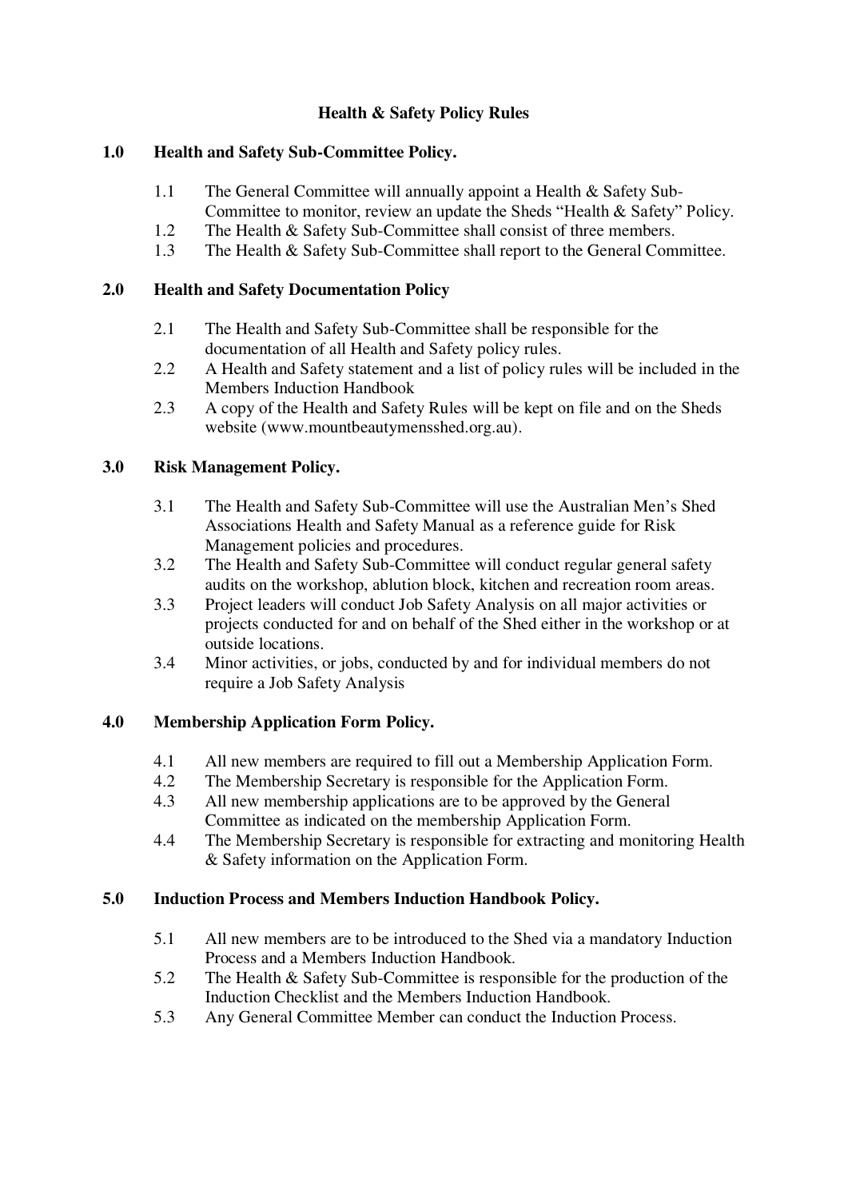# Health & Safety Policy Rules

## 1.0 Health and Safety Sub-Committee Policy.

1.1 The General Committee will annually appoint a Health & Safety Sub-Committee to monitor, review an update the Sheds "Health & Safety" Policy.

1.2 The Health & Safety Sub-Committee shall consist of three members.

1.3 The Health & Safety Sub-Committee shall report to the General Committee.

## 2.0 Health and Safety Documentation Policy

2.1 The Health and Safety Sub-Committee shall be responsible for the documentation of all Health and Safety policy rules.

2.2 A Health and Safety statement and a list of policy rules will be included in the Members Induction Handbook

2.3 A copy of the Health and Safety Rules will be kept on file and on the Sheds website (www.mountbeautymensshed.org.au).

## 3.0 Risk Management Policy.

3.1 The Health and Safety Sub-Committee will use the Australian Men's Shed Associations Health and Safety Manual as a reference guide for Risk Management policies and procedures.

3.2 The Health and Safety Sub-Committee will conduct regular general safety audits on the workshop, ablution block, kitchen and recreation room areas.

3.3 Project leaders will conduct Job Safety Analysis on all major activities or projects conducted for and on behalf of the Shed either in the workshop or at outside locations.

3.4 Minor activities, or jobs, conducted by and for individual members do not require a Job Safety Analysis

## 4.0 Membership Application Form Policy.

4.1 All new members are required to fill out a Membership Application Form.

4.2 The Membership Secretary is responsible for the Application Form.

4.3 All new membership applications are to be approved by the General Committee as indicated on the membership Application Form.

4.4 The Membership Secretary is responsible for extracting and monitoring Health & Safety information on the Application Form.

## 5.0 Induction Process and Members Induction Handbook Policy.

5.1 All new members are to be introduced to the Shed via a mandatory Induction Process and a Members Induction Handbook.

5.2 The Health & Safety Sub-Committee is responsible for the production of the Induction Checklist and the Members Induction Handbook.

5.3 Any General Committee Member can conduct the Induction Process.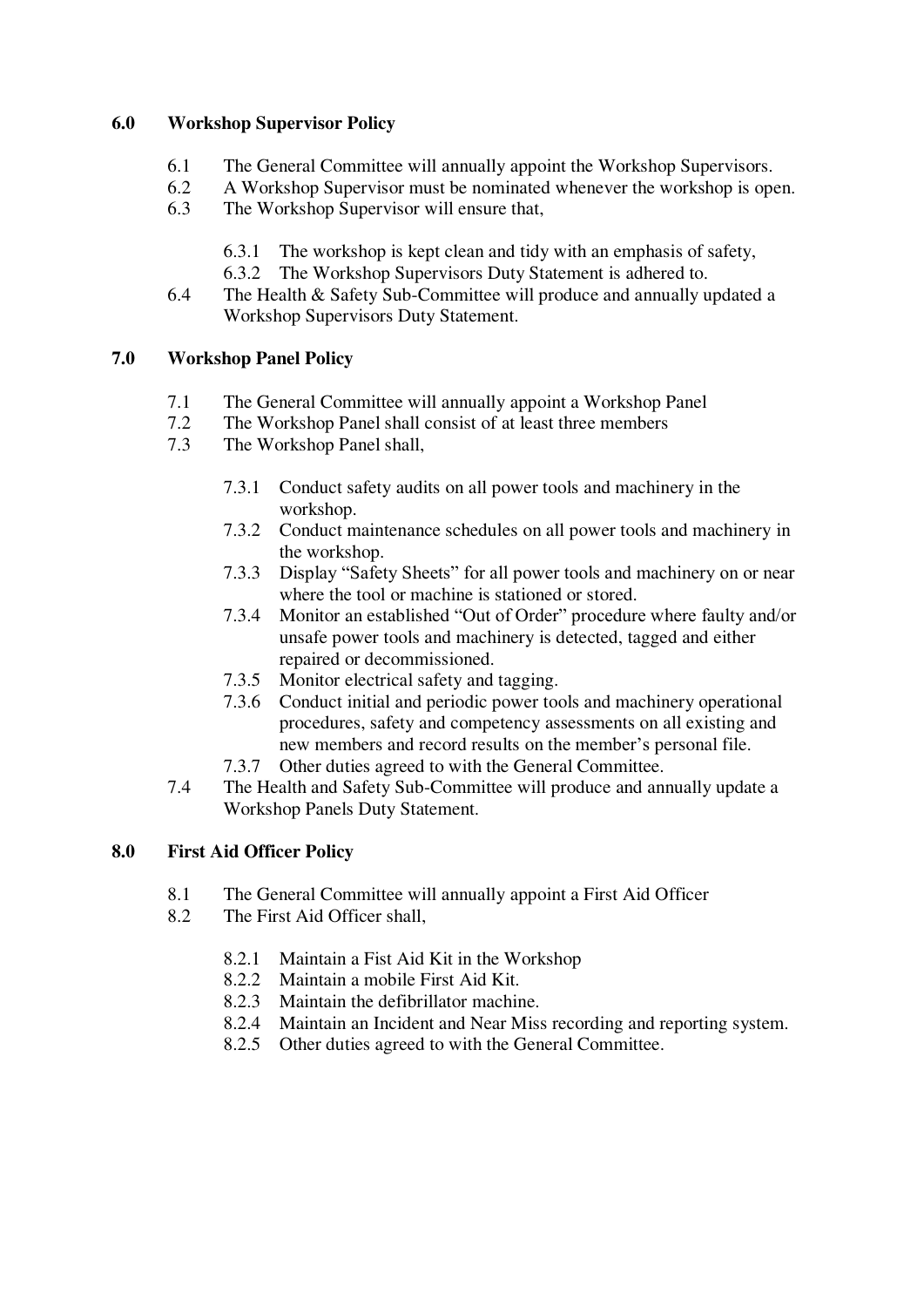## 6.0 Workshop Supervisor Policy

6.1 The General Committee will annually appoint the Workshop Supervisors.

6.2 A Workshop Supervisor must be nominated whenever the workshop is open.

6.3 The Workshop Supervisor will ensure that,

- 6.3.1 The workshop is kept clean and tidy with an emphasis of safety,
- 6.3.2 The Workshop Supervisors Duty Statement is adhered to.

6.4 The Health & Safety Sub-Committee will produce and annually updated a Workshop Supervisors Duty Statement.

## 7.0 Workshop Panel Policy

7.1 The General Committee will annually appoint a Workshop Panel

7.2 The Workshop Panel shall consist of at least three members

7.3 The Workshop Panel shall,

- 7.3.1 Conduct safety audits on all power tools and machinery in the workshop.
- 7.3.2 Conduct maintenance schedules on all power tools and machinery in the workshop.
- 7.3.3 Display "Safety Sheets" for all power tools and machinery on or near where the tool or machine is stationed or stored.
- 7.3.4 Monitor an established "Out of Order" procedure where faulty and/or unsafe power tools and machinery is detected, tagged and either repaired or decommissioned.
- 7.3.5 Monitor electrical safety and tagging.
- 7.3.6 Conduct initial and periodic power tools and machinery operational procedures, safety and competency assessments on all existing and new members and record results on the member's personal file.
- 7.3.7 Other duties agreed to with the General Committee.

7.4 The Health and Safety Sub-Committee will produce and annually update a Workshop Panels Duty Statement.

## 8.0 First Aid Officer Policy

8.1 The General Committee will annually appoint a First Aid Officer

8.2 The First Aid Officer shall,

- 8.2.1 Maintain a Fist Aid Kit in the Workshop
- 8.2.2 Maintain a mobile First Aid Kit.
- 8.2.3 Maintain the defibrillator machine.
- 8.2.4 Maintain an Incident and Near Miss recording and reporting system.
- 8.2.5 Other duties agreed to with the General Committee.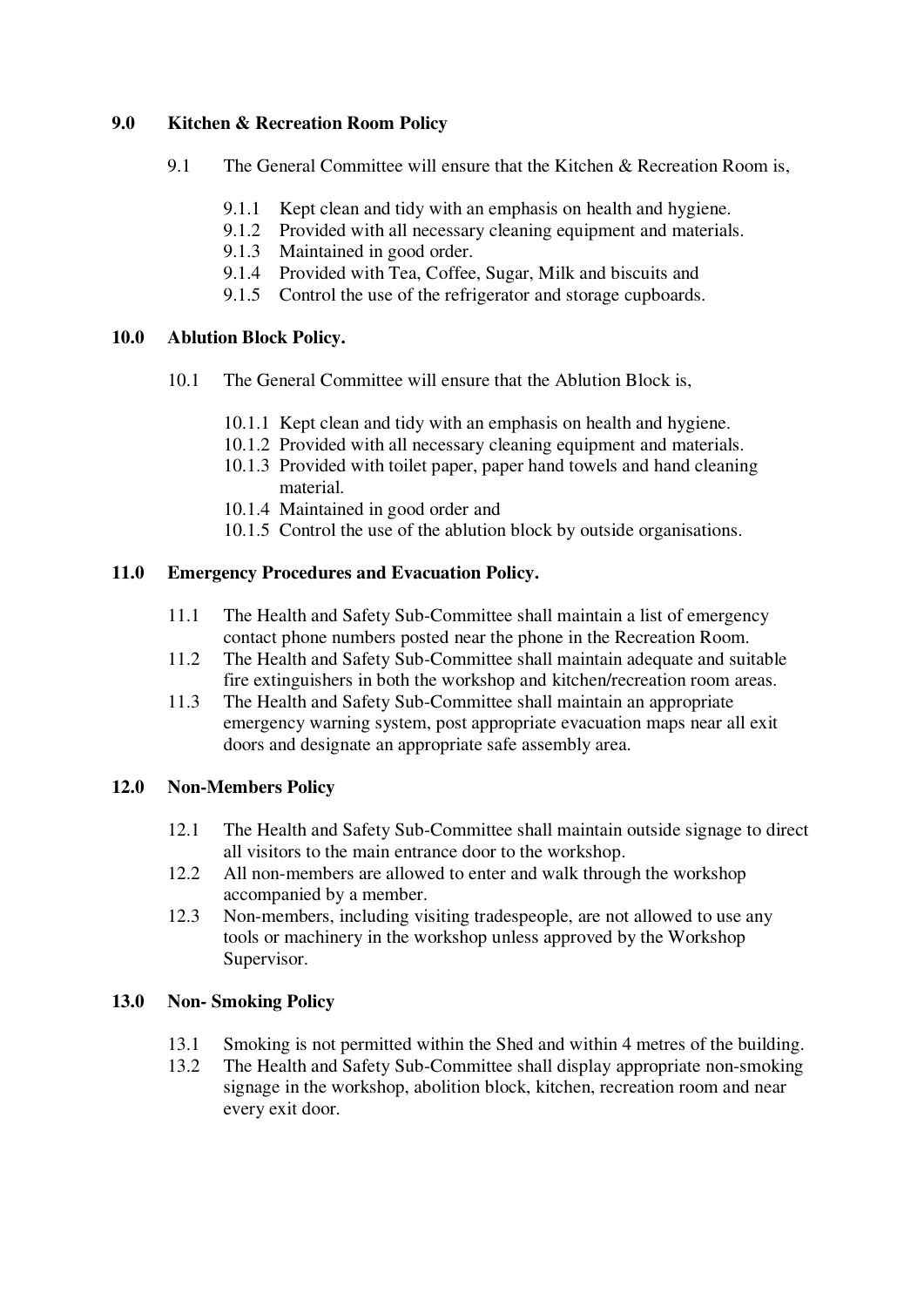## 9.0 Kitchen & Recreation Room Policy

9.1 The General Committee will ensure that the Kitchen & Recreation Room is,

- 9.1.1 Kept clean and tidy with an emphasis on health and hygiene.
- 9.1.2 Provided with all necessary cleaning equipment and materials.
- 9.1.3 Maintained in good order.
- 9.1.4 Provided with Tea, Coffee, Sugar, Milk and biscuits and
- 9.1.5 Control the use of the refrigerator and storage cupboards.

## 10.0 Ablution Block Policy.

10.1 The General Committee will ensure that the Ablution Block is,

- 10.1.1 Kept clean and tidy with an emphasis on health and hygiene.
- 10.1.2 Provided with all necessary cleaning equipment and materials.
- 10.1.3 Provided with toilet paper, paper hand towels and hand cleaning material.
- 10.1.4 Maintained in good order and
- 10.1.5 Control the use of the ablution block by outside organisations.

## 11.0 Emergency Procedures and Evacuation Policy.

11.1 The Health and Safety Sub-Committee shall maintain a list of emergency contact phone numbers posted near the phone in the Recreation Room.

11.2 The Health and Safety Sub-Committee shall maintain adequate and suitable fire extinguishers in both the workshop and kitchen/recreation room areas.

11.3 The Health and Safety Sub-Committee shall maintain an appropriate emergency warning system, post appropriate evacuation maps near all exit doors and designate an appropriate safe assembly area.

## 12.0 Non-Members Policy

12.1 The Health and Safety Sub-Committee shall maintain outside signage to direct all visitors to the main entrance door to the workshop.

12.2 All non-members are allowed to enter and walk through the workshop accompanied by a member.

12.3 Non-members, including visiting tradespeople, are not allowed to use any tools or machinery in the workshop unless approved by the Workshop Supervisor.

## 13.0 Non- Smoking Policy

13.1 Smoking is not permitted within the Shed and within 4 metres of the building.

13.2 The Health and Safety Sub-Committee shall display appropriate non-smoking signage in the workshop, abolition block, kitchen, recreation room and near every exit door.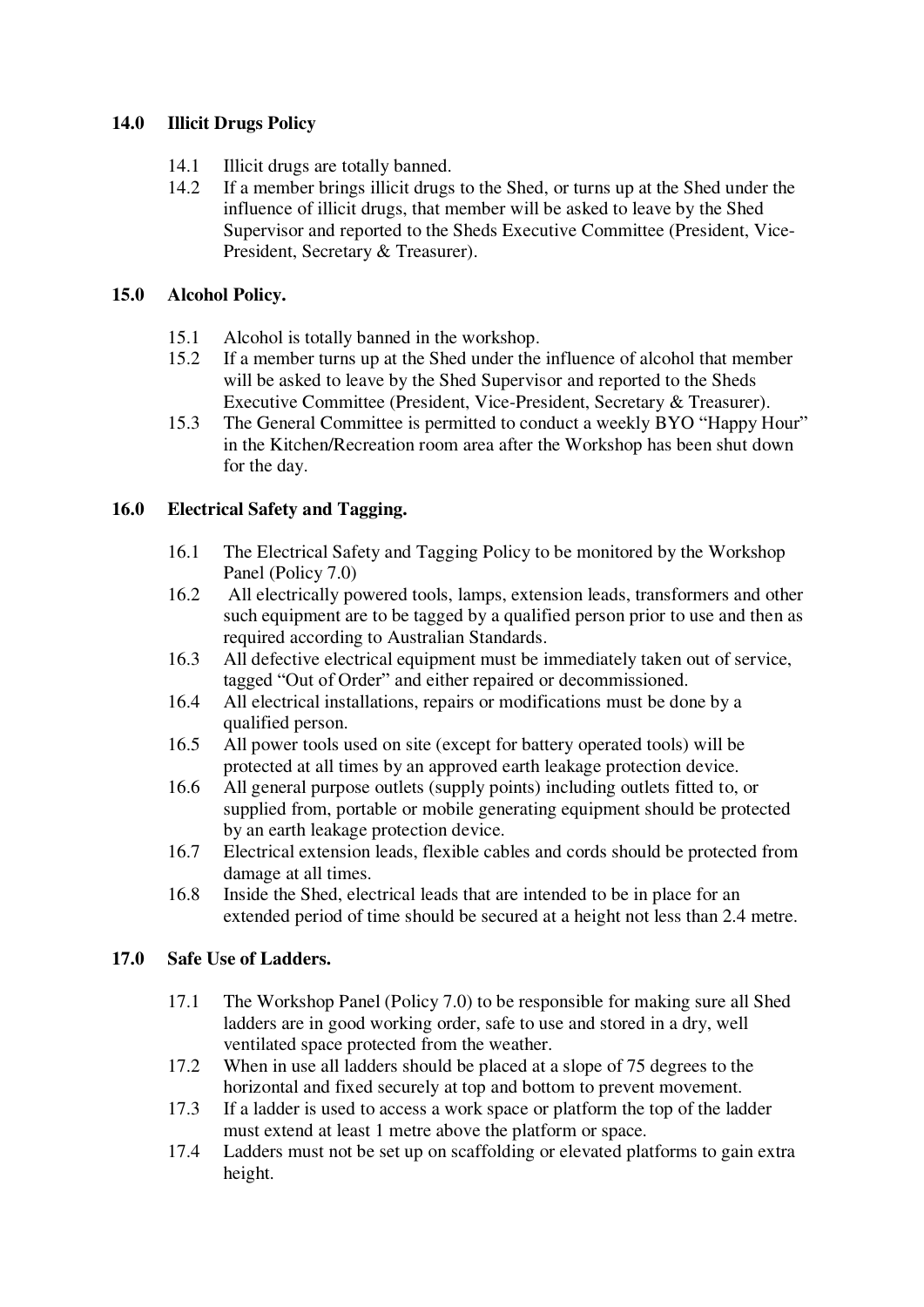## 14.0 Illicit Drugs Policy

14.1 Illicit drugs are totally banned.

14.2 If a member brings illicit drugs to the Shed, or turns up at the Shed under the influence of illicit drugs, that member will be asked to leave by the Shed Supervisor and reported to the Sheds Executive Committee (President, Vice-President, Secretary & Treasurer).

## 15.0 Alcohol Policy.

15.1 Alcohol is totally banned in the workshop.

15.2 If a member turns up at the Shed under the influence of alcohol that member will be asked to leave by the Shed Supervisor and reported to the Sheds Executive Committee (President, Vice-President, Secretary & Treasurer).

15.3 The General Committee is permitted to conduct a weekly BYO "Happy Hour" in the Kitchen/Recreation room area after the Workshop has been shut down for the day.

## 16.0 Electrical Safety and Tagging.

16.1 The Electrical Safety and Tagging Policy to be monitored by the Workshop Panel (Policy 7.0)

16.2 All electrically powered tools, lamps, extension leads, transformers and other such equipment are to be tagged by a qualified person prior to use and then as required according to Australian Standards.

16.3 All defective electrical equipment must be immediately taken out of service, tagged "Out of Order" and either repaired or decommissioned.

16.4 All electrical installations, repairs or modifications must be done by a qualified person.

16.5 All power tools used on site (except for battery operated tools) will be protected at all times by an approved earth leakage protection device.

16.6 All general purpose outlets (supply points) including outlets fitted to, or supplied from, portable or mobile generating equipment should be protected by an earth leakage protection device.

16.7 Electrical extension leads, flexible cables and cords should be protected from damage at all times.

16.8 Inside the Shed, electrical leads that are intended to be in place for an extended period of time should be secured at a height not less than 2.4 metre.

## 17.0 Safe Use of Ladders.

17.1 The Workshop Panel (Policy 7.0) to be responsible for making sure all Shed ladders are in good working order, safe to use and stored in a dry, well ventilated space protected from the weather.

17.2 When in use all ladders should be placed at a slope of 75 degrees to the horizontal and fixed securely at top and bottom to prevent movement.

17.3 If a ladder is used to access a work space or platform the top of the ladder must extend at least 1 metre above the platform or space.

17.4 Ladders must not be set up on scaffolding or elevated platforms to gain extra height.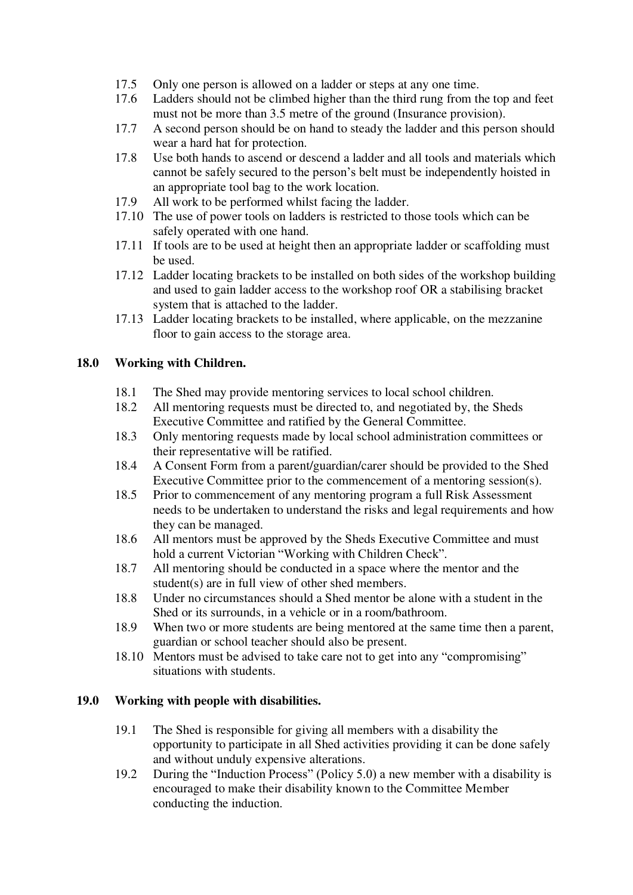17.5 Only one person is allowed on a ladder or steps at any one time.

17.6 Ladders should not be climbed higher than the third rung from the top and feet must not be more than 3.5 metre of the ground (Insurance provision).

17.7 A second person should be on hand to steady the ladder and this person should wear a hard hat for protection.

17.8 Use both hands to ascend or descend a ladder and all tools and materials which cannot be safely secured to the person's belt must be independently hoisted in an appropriate tool bag to the work location.

17.9 All work to be performed whilst facing the ladder.

17.10 The use of power tools on ladders is restricted to those tools which can be safely operated with one hand.

17.11 If tools are to be used at height then an appropriate ladder or scaffolding must be used.

17.12 Ladder locating brackets to be installed on both sides of the workshop building and used to gain ladder access to the workshop roof OR a stabilising bracket system that is attached to the ladder.

17.13 Ladder locating brackets to be installed, where applicable, on the mezzanine floor to gain access to the storage area.

## 18.0 Working with Children.

18.1 The Shed may provide mentoring services to local school children.

18.2 All mentoring requests must be directed to, and negotiated by, the Sheds Executive Committee and ratified by the General Committee.

18.3 Only mentoring requests made by local school administration committees or their representative will be ratified.

18.4 A Consent Form from a parent/guardian/carer should be provided to the Shed Executive Committee prior to the commencement of a mentoring session(s).

18.5 Prior to commencement of any mentoring program a full Risk Assessment needs to be undertaken to understand the risks and legal requirements and how they can be managed.

18.6 All mentors must be approved by the Sheds Executive Committee and must hold a current Victorian "Working with Children Check".

18.7 All mentoring should be conducted in a space where the mentor and the student(s) are in full view of other shed members.

18.8 Under no circumstances should a Shed mentor be alone with a student in the Shed or its surrounds, in a vehicle or in a room/bathroom.

18.9 When two or more students are being mentored at the same time then a parent, guardian or school teacher should also be present.

18.10 Mentors must be advised to take care not to get into any "compromising" situations with students.

## 19.0 Working with people with disabilities.

19.1 The Shed is responsible for giving all members with a disability the opportunity to participate in all Shed activities providing it can be done safely and without unduly expensive alterations.

19.2 During the "Induction Process" (Policy 5.0) a new member with a disability is encouraged to make their disability known to the Committee Member conducting the induction.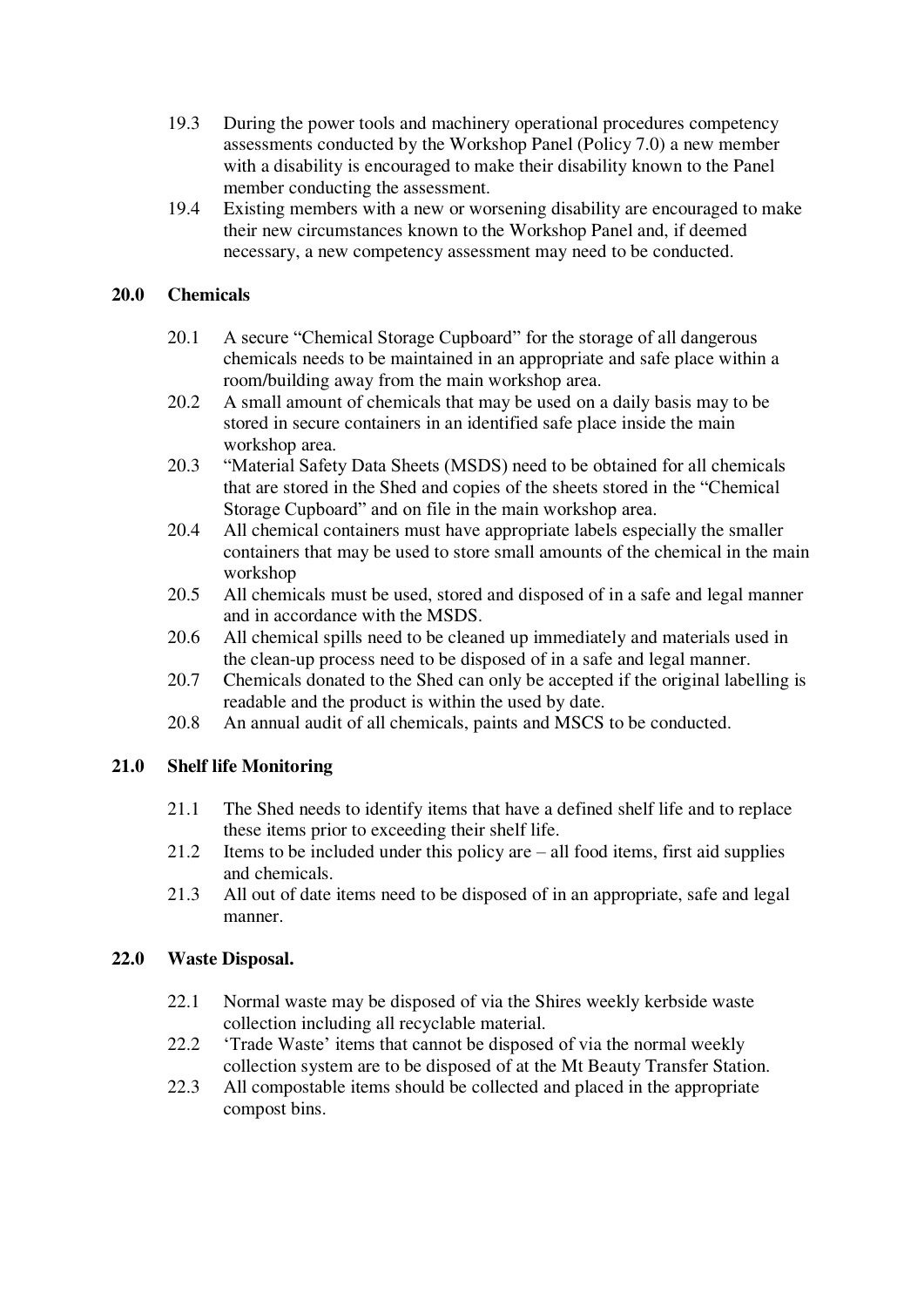19.3 During the power tools and machinery operational procedures competency assessments conducted by the Workshop Panel (Policy 7.0) a new member with a disability is encouraged to make their disability known to the Panel member conducting the assessment.

19.4 Existing members with a new or worsening disability are encouraged to make their new circumstances known to the Workshop Panel and, if deemed necessary, a new competency assessment may need to be conducted.

## 20.0 Chemicals

20.1 A secure "Chemical Storage Cupboard" for the storage of all dangerous chemicals needs to be maintained in an appropriate and safe place within a room/building away from the main workshop area.

20.2 A small amount of chemicals that may be used on a daily basis may to be stored in secure containers in an identified safe place inside the main workshop area.

20.3 "Material Safety Data Sheets (MSDS) need to be obtained for all chemicals that are stored in the Shed and copies of the sheets stored in the "Chemical Storage Cupboard" and on file in the main workshop area.

20.4 All chemical containers must have appropriate labels especially the smaller containers that may be used to store small amounts of the chemical in the main workshop

20.5 All chemicals must be used, stored and disposed of in a safe and legal manner and in accordance with the MSDS.

20.6 All chemical spills need to be cleaned up immediately and materials used in the clean-up process need to be disposed of in a safe and legal manner.

20.7 Chemicals donated to the Shed can only be accepted if the original labelling is readable and the product is within the used by date.

20.8 An annual audit of all chemicals, paints and MSCS to be conducted.

## 21.0 Shelf life Monitoring

21.1 The Shed needs to identify items that have a defined shelf life and to replace these items prior to exceeding their shelf life.

21.2 Items to be included under this policy are – all food items, first aid supplies and chemicals.

21.3 All out of date items need to be disposed of in an appropriate, safe and legal manner.

## 22.0 Waste Disposal.

22.1 Normal waste may be disposed of via the Shires weekly kerbside waste collection including all recyclable material.

22.2 'Trade Waste' items that cannot be disposed of via the normal weekly collection system are to be disposed of at the Mt Beauty Transfer Station.

22.3 All compostable items should be collected and placed in the appropriate compost bins.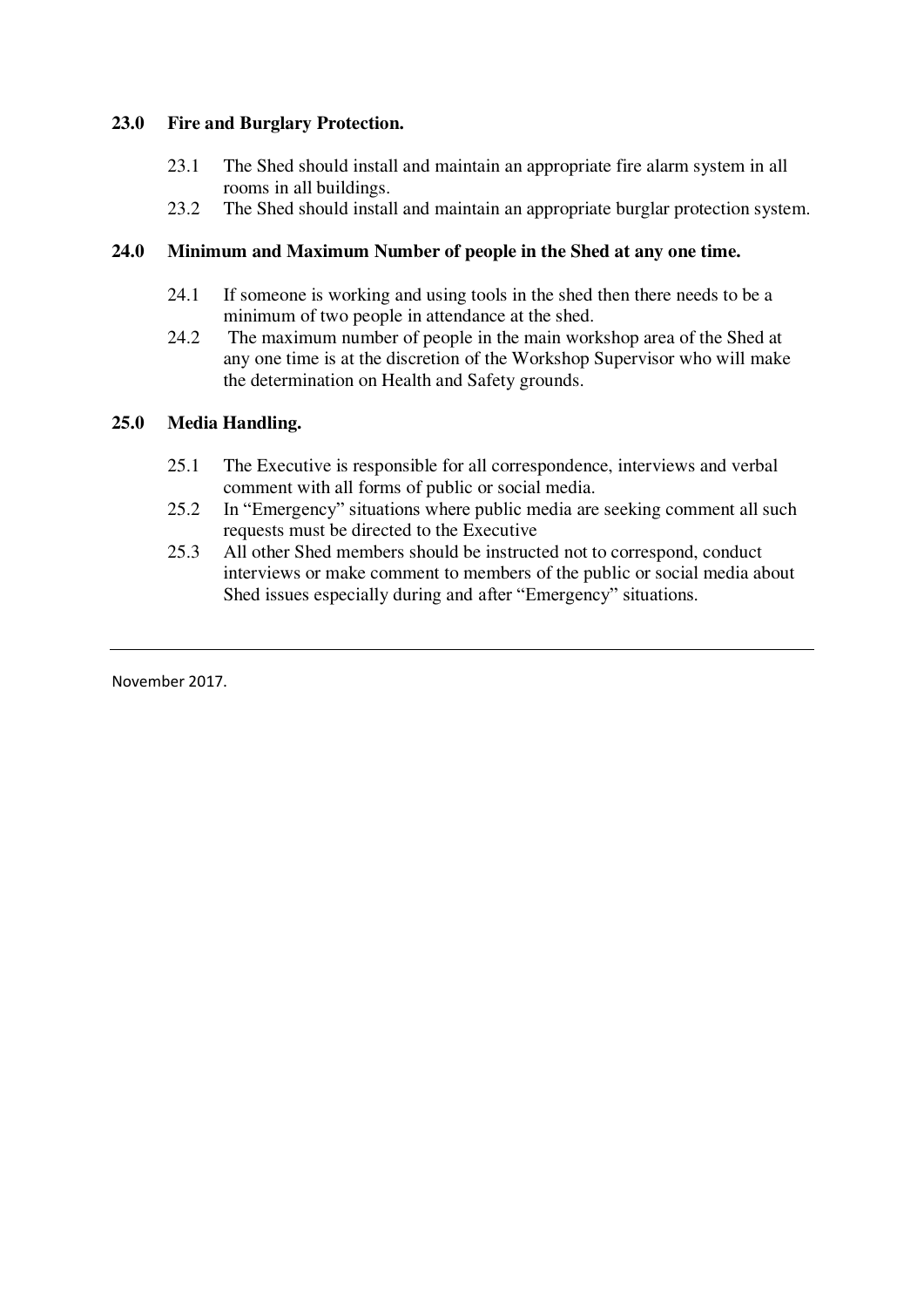## 23.0 Fire and Burglary Protection.

23.1 The Shed should install and maintain an appropriate fire alarm system in all rooms in all buildings.

23.2 The Shed should install and maintain an appropriate burglar protection system.

## 24.0 Minimum and Maximum Number of people in the Shed at any one time.

24.1 If someone is working and using tools in the shed then there needs to be a minimum of two people in attendance at the shed.

24.2 The maximum number of people in the main workshop area of the Shed at any one time is at the discretion of the Workshop Supervisor who will make the determination on Health and Safety grounds.

## 25.0 Media Handling.

25.1 The Executive is responsible for all correspondence, interviews and verbal comment with all forms of public or social media.

25.2 In "Emergency" situations where public media are seeking comment all such requests must be directed to the Executive

25.3 All other Shed members should be instructed not to correspond, conduct interviews or make comment to members of the public or social media about Shed issues especially during and after "Emergency" situations.

---

November 2017.